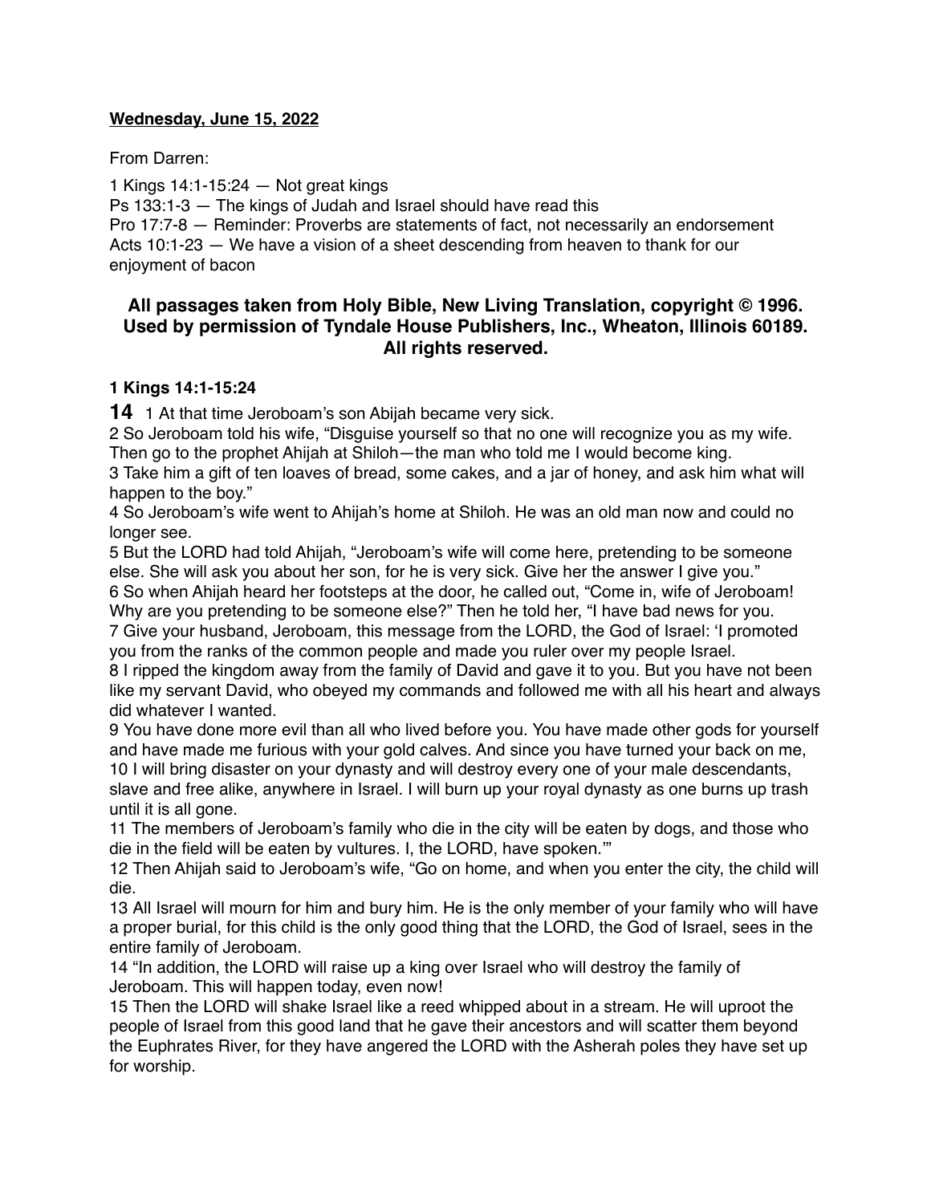**Wednesday, June 15, 2022**

From Darren:

1 Kings 14:1-15:24 — Not great kings
Ps 133:1-3 — The kings of Judah and Israel should have read this
Pro 17:7-8 — Reminder: Proverbs are statements of fact, not necessarily an endorsement
Acts 10:1-23 — We have a vision of a sheet descending from heaven to thank for our enjoyment of bacon

## All passages taken from Holy Bible, New Living Translation, copyright © 1996. Used by permission of Tyndale House Publishers, Inc., Wheaton, Illinois 60189. All rights reserved.

### 1 Kings 14:1-15:24

**14** 1 At that time Jeroboam's son Abijah became very sick.
2 So Jeroboam told his wife, "Disguise yourself so that no one will recognize you as my wife. Then go to the prophet Ahijah at Shiloh—the man who told me I would become king.
3 Take him a gift of ten loaves of bread, some cakes, and a jar of honey, and ask him what will happen to the boy."
4 So Jeroboam's wife went to Ahijah's home at Shiloh. He was an old man now and could no longer see.
5 But the LORD had told Ahijah, "Jeroboam's wife will come here, pretending to be someone else. She will ask you about her son, for he is very sick. Give her the answer I give you."
6 So when Ahijah heard her footsteps at the door, he called out, "Come in, wife of Jeroboam! Why are you pretending to be someone else?" Then he told her, "I have bad news for you.
7 Give your husband, Jeroboam, this message from the LORD, the God of Israel: 'I promoted you from the ranks of the common people and made you ruler over my people Israel.
8 I ripped the kingdom away from the family of David and gave it to you. But you have not been like my servant David, who obeyed my commands and followed me with all his heart and always did whatever I wanted.
9 You have done more evil than all who lived before you. You have made other gods for yourself and have made me furious with your gold calves. And since you have turned your back on me,
10 I will bring disaster on your dynasty and will destroy every one of your male descendants, slave and free alike, anywhere in Israel. I will burn up your royal dynasty as one burns up trash until it is all gone.
11 The members of Jeroboam's family who die in the city will be eaten by dogs, and those who die in the field will be eaten by vultures. I, the LORD, have spoken.'"
12 Then Ahijah said to Jeroboam's wife, "Go on home, and when you enter the city, the child will die.
13 All Israel will mourn for him and bury him. He is the only member of your family who will have a proper burial, for this child is the only good thing that the LORD, the God of Israel, sees in the entire family of Jeroboam.
14 "In addition, the LORD will raise up a king over Israel who will destroy the family of Jeroboam. This will happen today, even now!
15 Then the LORD will shake Israel like a reed whipped about in a stream. He will uproot the people of Israel from this good land that he gave their ancestors and will scatter them beyond the Euphrates River, for they have angered the LORD with the Asherah poles they have set up for worship.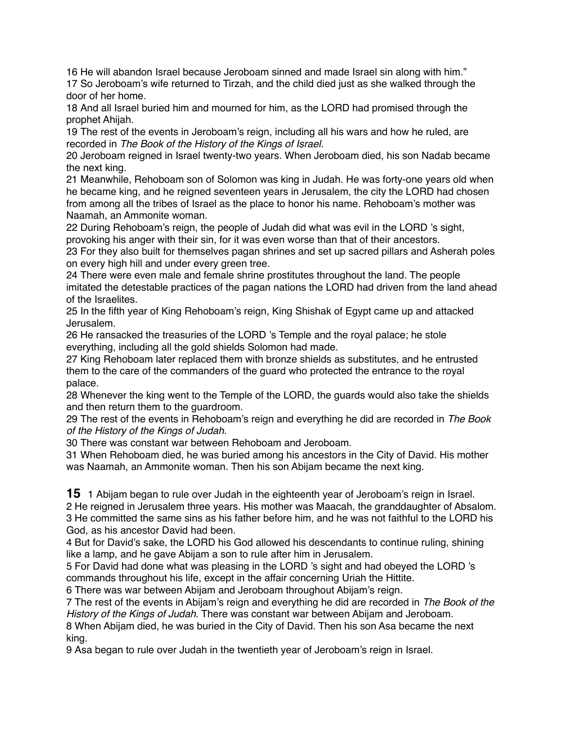16 He will abandon Israel because Jeroboam sinned and made Israel sin along with him."
17 So Jeroboam's wife returned to Tirzah, and the child died just as she walked through the door of her home.
18 And all Israel buried him and mourned for him, as the LORD had promised through the prophet Ahijah.
19 The rest of the events in Jeroboam's reign, including all his wars and how he ruled, are recorded in *The Book of the History of the Kings of Israel.*
20 Jeroboam reigned in Israel twenty-two years. When Jeroboam died, his son Nadab became the next king.
21 Meanwhile, Rehoboam son of Solomon was king in Judah. He was forty-one years old when he became king, and he reigned seventeen years in Jerusalem, the city the LORD had chosen from among all the tribes of Israel as the place to honor his name. Rehoboam's mother was Naamah, an Ammonite woman.
22 During Rehoboam's reign, the people of Judah did what was evil in the LORD 's sight, provoking his anger with their sin, for it was even worse than that of their ancestors.
23 For they also built for themselves pagan shrines and set up sacred pillars and Asherah poles on every high hill and under every green tree.
24 There were even male and female shrine prostitutes throughout the land. The people imitated the detestable practices of the pagan nations the LORD had driven from the land ahead of the Israelites.
25 In the fifth year of King Rehoboam's reign, King Shishak of Egypt came up and attacked Jerusalem.
26 He ransacked the treasuries of the LORD 's Temple and the royal palace; he stole everything, including all the gold shields Solomon had made.
27 King Rehoboam later replaced them with bronze shields as substitutes, and he entrusted them to the care of the commanders of the guard who protected the entrance to the royal palace.
28 Whenever the king went to the Temple of the LORD, the guards would also take the shields and then return them to the guardroom.
29 The rest of the events in Rehoboam's reign and everything he did are recorded in *The Book of the History of the Kings of Judah.*
30 There was constant war between Rehoboam and Jeroboam.
31 When Rehoboam died, he was buried among his ancestors in the City of David. His mother was Naamah, an Ammonite woman. Then his son Abijam became the next king.

**15** 1 Abijam began to rule over Judah in the eighteenth year of Jeroboam's reign in Israel.
2 He reigned in Jerusalem three years. His mother was Maacah, the granddaughter of Absalom.
3 He committed the same sins as his father before him, and he was not faithful to the LORD his God, as his ancestor David had been.
4 But for David's sake, the LORD his God allowed his descendants to continue ruling, shining like a lamp, and he gave Abijam a son to rule after him in Jerusalem.
5 For David had done what was pleasing in the LORD 's sight and had obeyed the LORD 's commands throughout his life, except in the affair concerning Uriah the Hittite.
6 There was war between Abijam and Jeroboam throughout Abijam's reign.
7 The rest of the events in Abijam's reign and everything he did are recorded in *The Book of the History of the Kings of Judah.* There was constant war between Abijam and Jeroboam.
8 When Abijam died, he was buried in the City of David. Then his son Asa became the next king.
9 Asa began to rule over Judah in the twentieth year of Jeroboam's reign in Israel.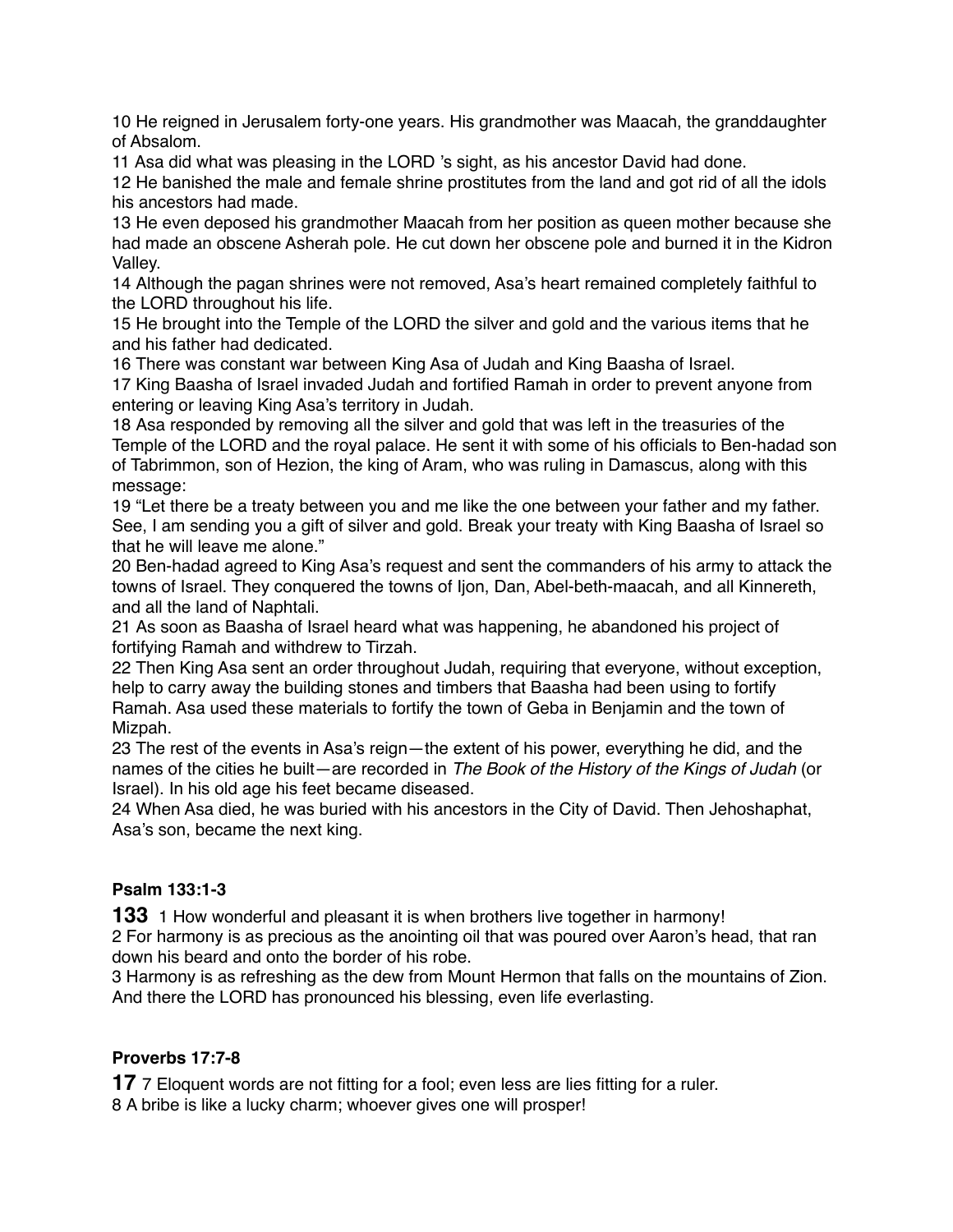10 He reigned in Jerusalem forty-one years. His grandmother was Maacah, the granddaughter of Absalom.

11 Asa did what was pleasing in the LORD 's sight, as his ancestor David had done.

12 He banished the male and female shrine prostitutes from the land and got rid of all the idols his ancestors had made.

13 He even deposed his grandmother Maacah from her position as queen mother because she had made an obscene Asherah pole. He cut down her obscene pole and burned it in the Kidron Valley.

14 Although the pagan shrines were not removed, Asa's heart remained completely faithful to the LORD throughout his life.

15 He brought into the Temple of the LORD the silver and gold and the various items that he and his father had dedicated.

16 There was constant war between King Asa of Judah and King Baasha of Israel.

17 King Baasha of Israel invaded Judah and fortified Ramah in order to prevent anyone from entering or leaving King Asa's territory in Judah.

18 Asa responded by removing all the silver and gold that was left in the treasuries of the Temple of the LORD and the royal palace. He sent it with some of his officials to Ben-hadad son of Tabrimmon, son of Hezion, the king of Aram, who was ruling in Damascus, along with this message:

19 "Let there be a treaty between you and me like the one between your father and my father. See, I am sending you a gift of silver and gold. Break your treaty with King Baasha of Israel so that he will leave me alone."

20 Ben-hadad agreed to King Asa's request and sent the commanders of his army to attack the towns of Israel. They conquered the towns of Ijon, Dan, Abel-beth-maacah, and all Kinnereth, and all the land of Naphtali.

21 As soon as Baasha of Israel heard what was happening, he abandoned his project of fortifying Ramah and withdrew to Tirzah.

22 Then King Asa sent an order throughout Judah, requiring that everyone, without exception, help to carry away the building stones and timbers that Baasha had been using to fortify Ramah. Asa used these materials to fortify the town of Geba in Benjamin and the town of Mizpah.

23 The rest of the events in Asa's reign—the extent of his power, everything he did, and the names of the cities he built—are recorded in *The Book of the History of the Kings of Judah* (or Israel). In his old age his feet became diseased.

24 When Asa died, he was buried with his ancestors in the City of David. Then Jehoshaphat, Asa's son, became the next king.

**Psalm 133:1-3**

**133** 1 How wonderful and pleasant it is when brothers live together in harmony!

2 For harmony is as precious as the anointing oil that was poured over Aaron's head, that ran down his beard and onto the border of his robe.

3 Harmony is as refreshing as the dew from Mount Hermon that falls on the mountains of Zion. And there the LORD has pronounced his blessing, even life everlasting.

**Proverbs 17:7-8**

**17** 7 Eloquent words are not fitting for a fool; even less are lies fitting for a ruler.

8 A bribe is like a lucky charm; whoever gives one will prosper!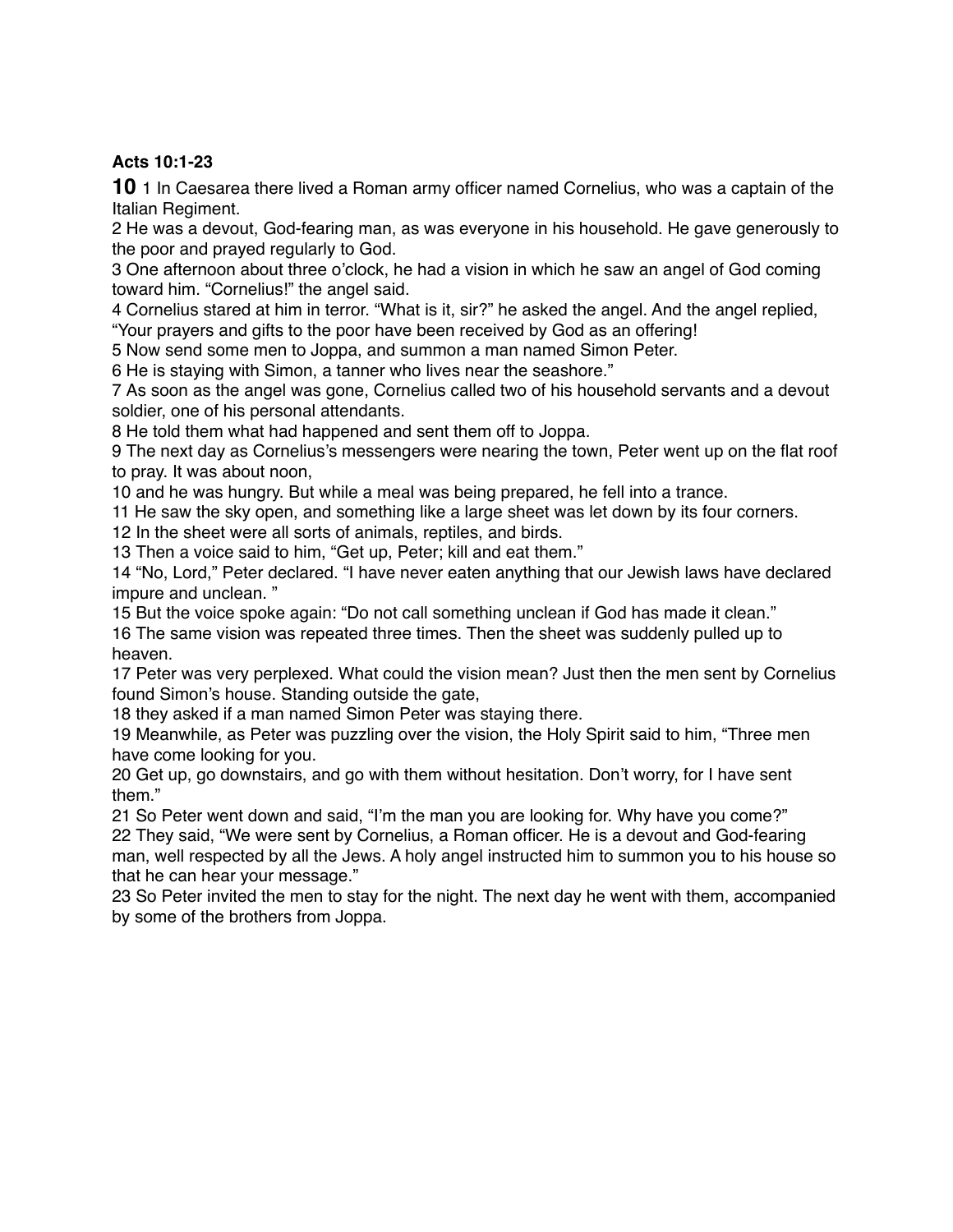**Acts 10:1-23**

**10** 1 In Caesarea there lived a Roman army officer named Cornelius, who was a captain of the Italian Regiment.

2 He was a devout, God-fearing man, as was everyone in his household. He gave generously to the poor and prayed regularly to God.

3 One afternoon about three o'clock, he had a vision in which he saw an angel of God coming toward him. "Cornelius!" the angel said.

4 Cornelius stared at him in terror. "What is it, sir?" he asked the angel. And the angel replied, "Your prayers and gifts to the poor have been received by God as an offering!

5 Now send some men to Joppa, and summon a man named Simon Peter.

6 He is staying with Simon, a tanner who lives near the seashore."

7 As soon as the angel was gone, Cornelius called two of his household servants and a devout soldier, one of his personal attendants.

8 He told them what had happened and sent them off to Joppa.

9 The next day as Cornelius's messengers were nearing the town, Peter went up on the flat roof to pray. It was about noon,

10 and he was hungry. But while a meal was being prepared, he fell into a trance.

11 He saw the sky open, and something like a large sheet was let down by its four corners.

12 In the sheet were all sorts of animals, reptiles, and birds.

13 Then a voice said to him, "Get up, Peter; kill and eat them."

14 "No, Lord," Peter declared. "I have never eaten anything that our Jewish laws have declared impure and unclean. "

15 But the voice spoke again: "Do not call something unclean if God has made it clean."

16 The same vision was repeated three times. Then the sheet was suddenly pulled up to heaven.

17 Peter was very perplexed. What could the vision mean? Just then the men sent by Cornelius found Simon's house. Standing outside the gate,

18 they asked if a man named Simon Peter was staying there.

19 Meanwhile, as Peter was puzzling over the vision, the Holy Spirit said to him, "Three men have come looking for you.

20 Get up, go downstairs, and go with them without hesitation. Don't worry, for I have sent them."

21 So Peter went down and said, "I'm the man you are looking for. Why have you come?"

22 They said, "We were sent by Cornelius, a Roman officer. He is a devout and God-fearing man, well respected by all the Jews. A holy angel instructed him to summon you to his house so that he can hear your message."

23 So Peter invited the men to stay for the night. The next day he went with them, accompanied by some of the brothers from Joppa.